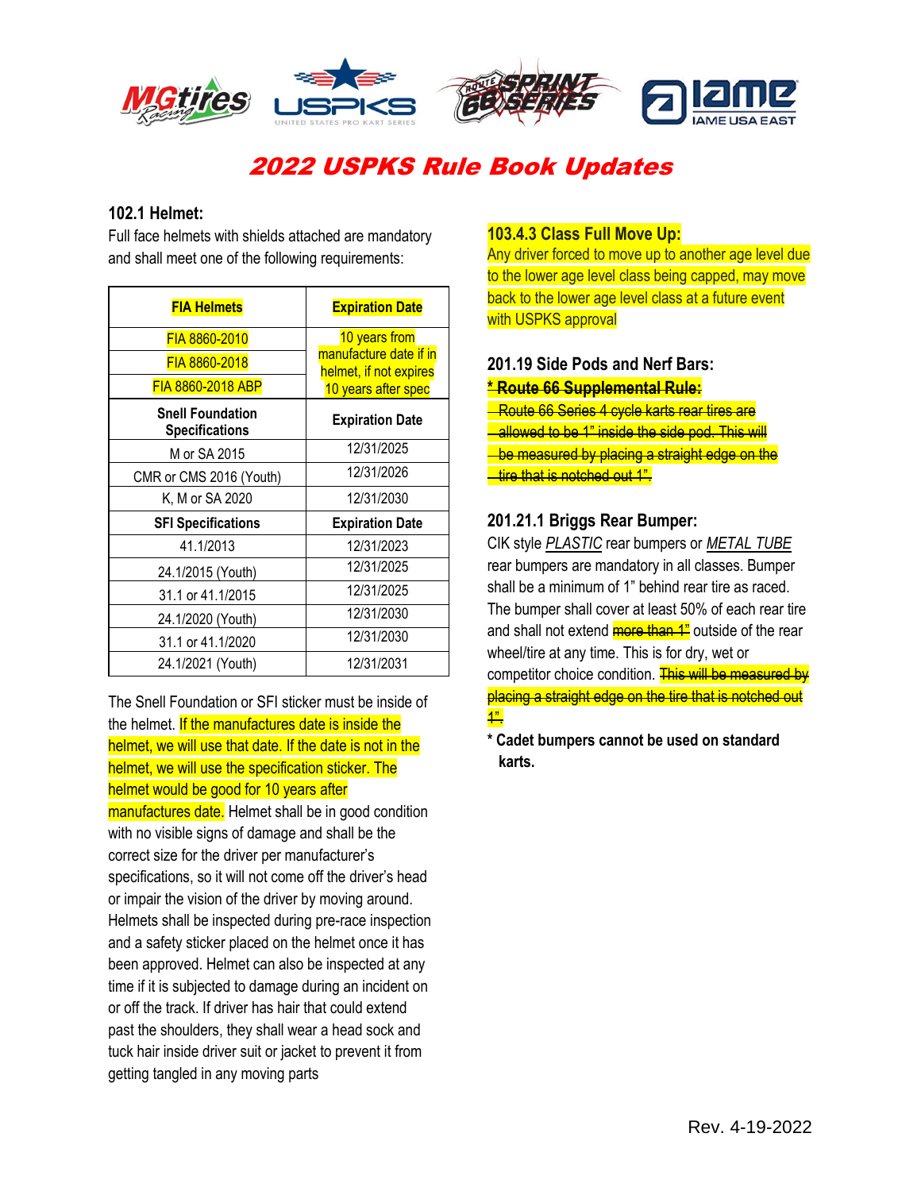# 2022 USPKS Rule Book Updates

### 102.1 Helmet:

Full face helmets with shields attached are mandatory and shall meet one of the following requirements:

| FIA Helmets | Expiration Date |
|---|---|
| FIA 8860-2010 | 10 years from manufacture date if in helmet, if not expires 10 years after spec |
| FIA 8860-2018 | |
| FIA 8860-2018 ABP | |
| **Snell Foundation Specifications** | **Expiration Date** |
| M or SA 2015 | 12/31/2025 |
| CMR or CMS 2016 (Youth) | 12/31/2026 |
| K, M or SA 2020 | 12/31/2030 |
| **SFI Specifications** | **Expiration Date** |
| 41.1/2013 | 12/31/2023 |
| 24.1/2015 (Youth) | 12/31/2025 |
| 31.1 or 41.1/2015 | 12/31/2025 |
| 24.1/2020 (Youth) | 12/31/2030 |
| 31.1 or 41.1/2020 | 12/31/2030 |
| 24.1/2021 (Youth) | 12/31/2031 |

The Snell Foundation or SFI sticker must be inside of the helmet. If the manufactures date is inside the helmet, we will use that date. If the date is not in the helmet, we will use the specification sticker. The helmet would be good for 10 years after manufactures date. Helmet shall be in good condition with no visible signs of damage and shall be the correct size for the driver per manufacturer's specifications, so it will not come off the driver's head or impair the vision of the driver by moving around. Helmets shall be inspected during pre-race inspection and a safety sticker placed on the helmet once it has been approved. Helmet can also be inspected at any time if it is subjected to damage during an incident on or off the track. If driver has hair that could extend past the shoulders, they shall wear a head sock and tuck hair inside driver suit or jacket to prevent it from getting tangled in any moving parts

### 103.4.3 Class Full Move Up:

Any driver forced to move up to another age level due to the lower age level class being capped, may move back to the lower age level class at a future event with USPKS approval

### 201.19 Side Pods and Nerf Bars:

~~**\* Route 66 Supplemental Rule:**~~

~~Route 66 Series 4 cycle karts rear tires are allowed to be 1" inside the side pod. This will be measured by placing a straight edge on the tire that is notched out 1".~~

### 201.21.1 Briggs Rear Bumper:

CIK style *PLASTIC* rear bumpers or *METAL TUBE* rear bumpers are mandatory in all classes. Bumper shall be a minimum of 1" behind rear tire as raced. The bumper shall cover at least 50% of each rear tire and shall not extend ~~more than 1"~~ outside of the rear wheel/tire at any time. This is for dry, wet or competitor choice condition. ~~This will be measured by placing a straight edge on the tire that is notched out 1".~~

**\* Cadet bumpers cannot be used on standard karts.**

Rev. 4-19-2022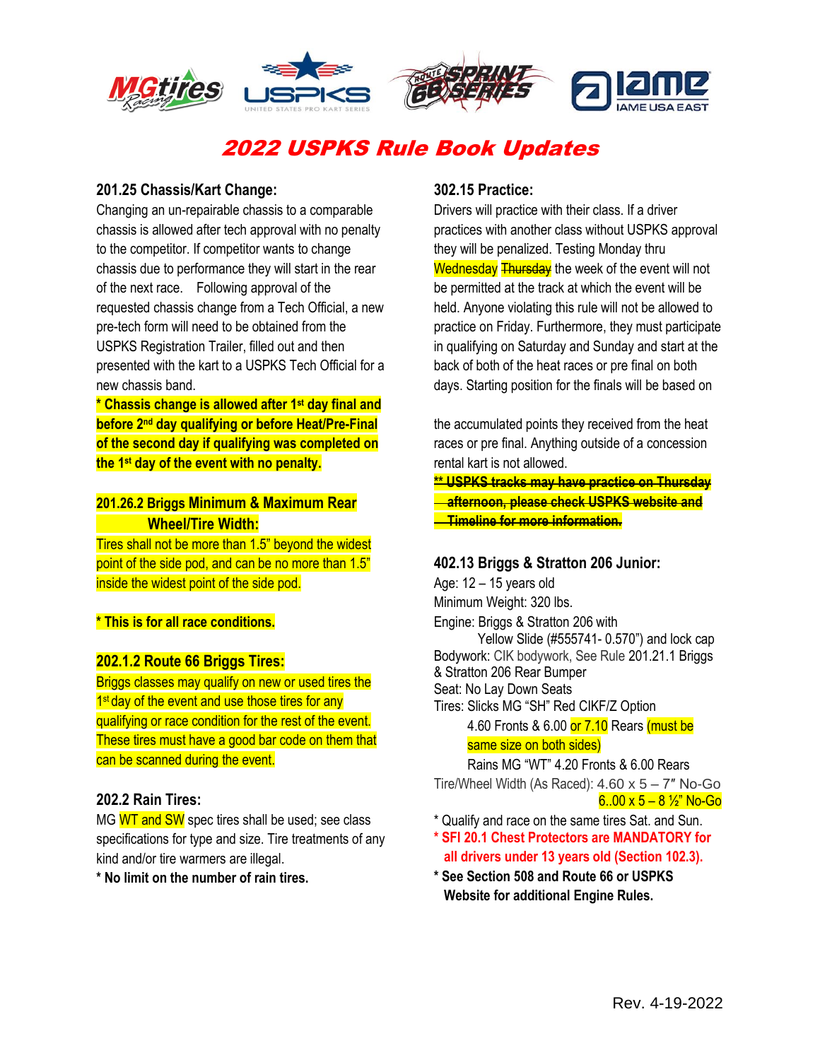# 2022 USPKS Rule Book Updates

**201.25 Chassis/Kart Change:**

Changing an un-repairable chassis to a comparable chassis is allowed after tech approval with no penalty to the competitor. If competitor wants to change chassis due to performance they will start in the rear of the next race. Following approval of the requested chassis change from a Tech Official, a new pre-tech form will need to be obtained from the USPKS Registration Trailer, filled out and then presented with the kart to a USPKS Tech Official for a new chassis band.

**\* Chassis change is allowed after 1st day final and before 2nd day qualifying or before Heat/Pre-Final of the second day if qualifying was completed on the 1st day of the event with no penalty.**

**201.26.2 Briggs Minimum & Maximum Rear Wheel/Tire Width:**

Tires shall not be more than 1.5" beyond the widest point of the side pod, and can be no more than 1.5" inside the widest point of the side pod.

**\* This is for all race conditions.**

**202.1.2 Route 66 Briggs Tires:**

Briggs classes may qualify on new or used tires the 1st day of the event and use those tires for any qualifying or race condition for the rest of the event. These tires must have a good bar code on them that can be scanned during the event.

**202.2 Rain Tires:**

MG WT and SW spec tires shall be used; see class specifications for type and size. Tire treatments of any kind and/or tire warmers are illegal.

**\* No limit on the number of rain tires.**

**302.15 Practice:**

Drivers will practice with their class. If a driver practices with another class without USPKS approval they will be penalized. Testing Monday thru Wednesday ~~Thursday~~ the week of the event will not be permitted at the track at which the event will be held. Anyone violating this rule will not be allowed to practice on Friday. Furthermore, they must participate in qualifying on Saturday and Sunday and start at the back of both of the heat races or pre final on both days. Starting position for the finals will be based on the accumulated points they received from the heat races or pre final. Anything outside of a concession rental kart is not allowed.

~~**\*\* USPKS tracks may have practice on Thursday afternoon, please check USPKS website and Timeline for more information.**~~

**402.13 Briggs & Stratton 206 Junior:**

Age: 12 – 15 years old
Minimum Weight: 320 lbs.
Engine: Briggs & Stratton 206 with Yellow Slide (#555741- 0.570") and lock cap
Bodywork: CIK bodywork, See Rule 201.21.1 Briggs & Stratton 206 Rear Bumper
Seat: No Lay Down Seats
Tires: Slicks MG "SH" Red CIKF/Z Option
4.60 Fronts & 6.00 or 7.10 Rears (must be same size on both sides)
Rains MG "WT" 4.20 Fronts & 6.00 Rears
Tire/Wheel Width (As Raced): 4.60 x 5 – 7" No-Go
6..00 x 5 – 8 ½" No-Go

\* Qualify and race on the same tires Sat. and Sun.

**\* SFI 20.1 Chest Protectors are MANDATORY for all drivers under 13 years old (Section 102.3).**

**\* See Section 508 and Route 66 or USPKS Website for additional Engine Rules.**

Rev. 4-19-2022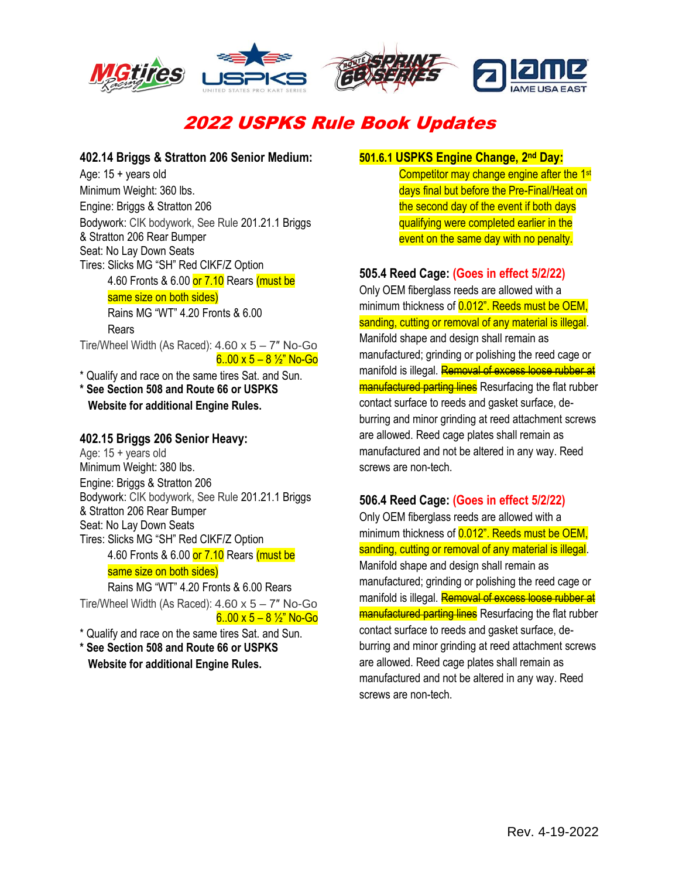# 2022 USPKS Rule Book Updates

### 402.14 Briggs & Stratton 206 Senior Medium:

Age: 15 + years old
Minimum Weight: 360 lbs.
Engine: Briggs & Stratton 206
Bodywork: CIK bodywork, See Rule 201.21.1 Briggs & Stratton 206 Rear Bumper
Seat: No Lay Down Seats
Tires: Slicks MG "SH" Red CIKF/Z Option
4.60 Fronts & 6.00 or 7.10 Rears (must be same size on both sides)
Rains MG "WT" 4.20 Fronts & 6.00 Rears
Tire/Wheel Width (As Raced): 4.60 x 5 – 7" No-Go
6..00 x 5 – 8 ½" No-Go

* Qualify and race on the same tires Sat. and Sun.
* **See Section 508 and Route 66 or USPKS Website for additional Engine Rules.**

### 402.15 Briggs 206 Senior Heavy:

Age: 15 + years old
Minimum Weight: 380 lbs.
Engine: Briggs & Stratton 206
Bodywork: CIK bodywork, See Rule 201.21.1 Briggs & Stratton 206 Rear Bumper
Seat: No Lay Down Seats
Tires: Slicks MG "SH" Red CIKF/Z Option
4.60 Fronts & 6.00 or 7.10 Rears (must be same size on both sides)
Rains MG "WT" 4.20 Fronts & 6.00 Rears
Tire/Wheel Width (As Raced): 4.60 x 5 – 7" No-Go
6..00 x 5 – 8 ½" No-Go

* Qualify and race on the same tires Sat. and Sun.
* **See Section 508 and Route 66 or USPKS Website for additional Engine Rules.**

### 501.6.1 USPKS Engine Change, 2nd Day:

Competitor may change engine after the 1st days final but before the Pre-Final/Heat on the second day of the event if both days qualifying were completed earlier in the event on the same day with no penalty.

### 505.4 Reed Cage: (Goes in effect 5/2/22)

Only OEM fiberglass reeds are allowed with a minimum thickness of 0.012". Reeds must be OEM, sanding, cutting or removal of any material is illegal. Manifold shape and design shall remain as manufactured; grinding or polishing the reed cage or manifold is illegal. ~~Removal of excess loose rubber at manufactured parting lines~~ Resurfacing the flat rubber contact surface to reeds and gasket surface, de-burring and minor grinding at reed attachment screws are allowed. Reed cage plates shall remain as manufactured and not be altered in any way. Reed screws are non-tech.

### 506.4 Reed Cage: (Goes in effect 5/2/22)

Only OEM fiberglass reeds are allowed with a minimum thickness of 0.012". Reeds must be OEM, sanding, cutting or removal of any material is illegal. Manifold shape and design shall remain as manufactured; grinding or polishing the reed cage or manifold is illegal. ~~Removal of excess loose rubber at manufactured parting lines~~ Resurfacing the flat rubber contact surface to reeds and gasket surface, de-burring and minor grinding at reed attachment screws are allowed. Reed cage plates shall remain as manufactured and not be altered in any way. Reed screws are non-tech.

Rev. 4-19-2022